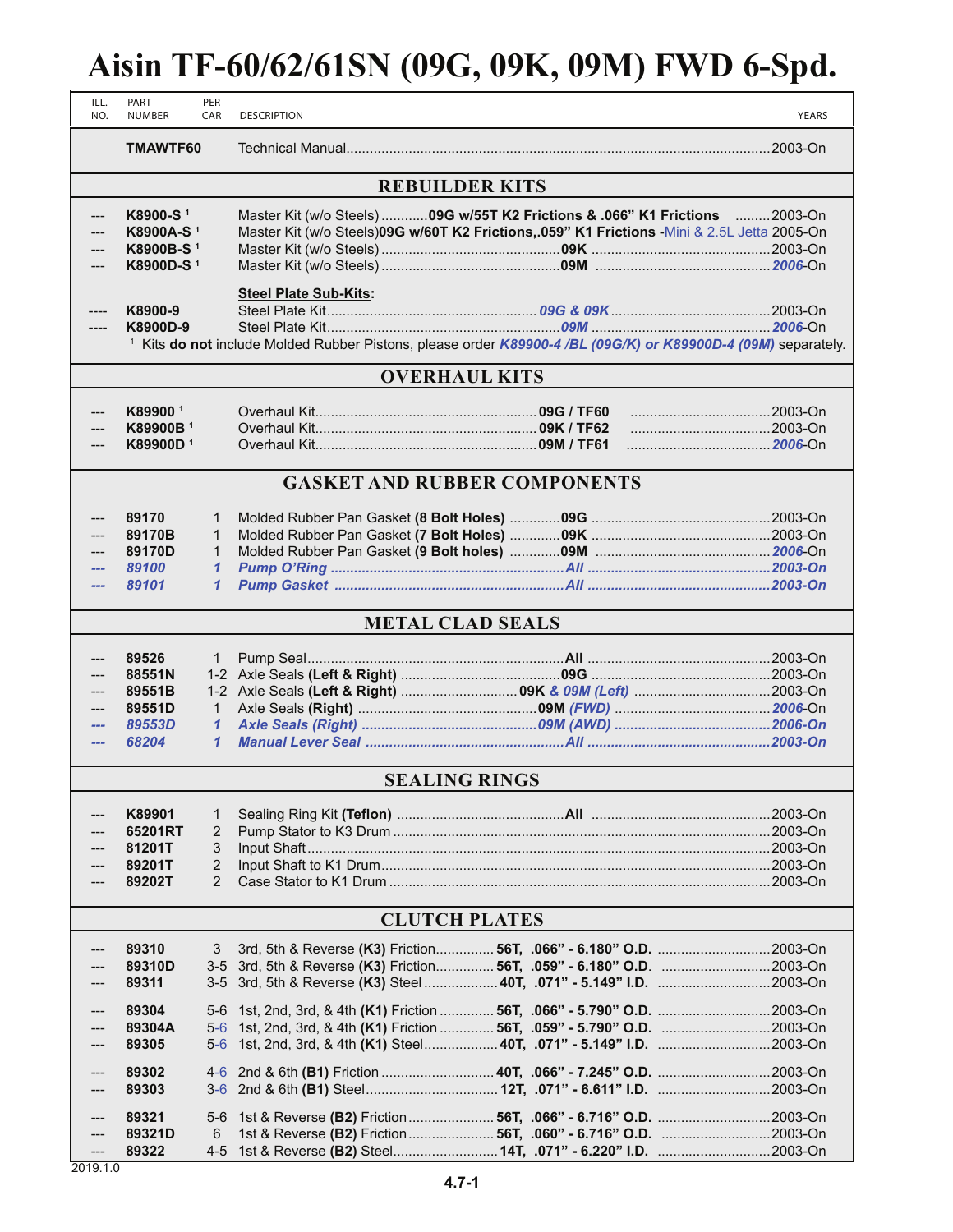# Aisin TF-60/62/61SN (09G, 09K, 09M) FWD 6-Spd.

| ILL. NO. | PART NUMBER | PER CAR | DESCRIPTION | YEARS |
|---|---|---|---|---|
| | **TMAWTF60** | | Technical Manual | 2003-On |
| | | | **REBUILDER KITS** | |
| --- | **K8900-S** [1] | | Master Kit (w/o Steels) **09G w/55T K2 Frictions & .066" K1 Frictions** | 2003-On |
| --- | **K8900A-S** [1] | | Master Kit (w/o Steels) **09G w/60T K2 Frictions,.059" K1 Frictions** -Mini & 2.5L Jetta | 2005-On |
| --- | **K8900B-S** [1] | | Master Kit (w/o Steels) **09K** | 2003-On |
| --- | **K8900D-S** [1] | | Master Kit (w/o Steels) **09M** | *2006*-On |
| | | | **Steel Plate Sub-Kits:** | |
| ---- | **K8900-9** | | Steel Plate Kit *09G & 09K* | 2003-On |
| ---- | **K8900D-9** | | Steel Plate Kit *09M* | *2006*-On |
| | | | [1] Kits **do not** include Molded Rubber Pistons, please order ***K89900-4 /BL (09G/K) or K89900D-4 (09M)*** separately. | |
| | | | **OVERHAUL KITS** | |
| --- | **K89900** [1] | | Overhaul Kit **09G / TF60** | 2003-On |
| --- | **K89900B** [1] | | Overhaul Kit **09K / TF62** | 2003-On |
| --- | **K89900D** [1] | | Overhaul Kit **09M / TF61** | *2006*-On |
| | | | **GASKET AND RUBBER COMPONENTS** | |
| --- | **89170** | 1 | Molded Rubber Pan Gasket **(8 Bolt Holes)** **09G** | 2003-On |
| --- | **89170B** | 1 | Molded Rubber Pan Gasket **(7 Bolt Holes)** **09K** | 2003-On |
| --- | **89170D** | 1 | Molded Rubber Pan Gasket **(9 Bolt holes)** **09M** | *2006*-On |
| ***---*** | ***89100*** | ***1*** | ***Pump O'Ring All*** | ***2003-On*** |
| ***---*** | ***89101*** | ***1*** | ***Pump Gasket All*** | ***2003-On*** |
| | | | **METAL CLAD SEALS** | |
| --- | **89526** | 1 | Pump Seal **All** | 2003-On |
| --- | **88551N** | 1-2 | Axle Seals **(Left & Right)** **09G** | 2003-On |
| --- | **89551B** | 1-2 | Axle Seals **(Left & Right)** **09K** *& 09M (Left)* | 2003-On |
| --- | **89551D** | 1 | Axle Seals **(Right)** **09M** *(FWD)* | *2006*-On |
| ***---*** | ***89553D*** | ***1*** | ***Axle Seals (Right) 09M (AWD)*** | ***2006-On*** |
| ***---*** | ***68204*** | ***1*** | ***Manual Lever Seal All*** | ***2003-On*** |
| | | | **SEALING RINGS** | |
| --- | **K89901** | 1 | Sealing Ring Kit **(Teflon)** **All** | 2003-On |
| --- | **65201RT** | 2 | Pump Stator to K3 Drum | 2003-On |
| --- | **81201T** | 3 | Input Shaft | 2003-On |
| --- | **89201T** | 2 | Input Shaft to K1 Drum | 2003-On |
| --- | **89202T** | 2 | Case Stator to K1 Drum | 2003-On |
| | | | **CLUTCH PLATES** | |
| --- | **89310** | 3 | 3rd, 5th & Reverse **(K3)** Friction **56T, .066" - 6.180" O.D.** | 2003-On |
| --- | **89310D** | 3-5 | 3rd, 5th & Reverse **(K3)** Friction **56T, .059" - 6.180" O.D.** | 2003-On |
| --- | **89311** | 3-5 | 3rd, 5th & Reverse **(K3)** Steel **40T, .071" - 5.149" I.D.** | 2003-On |
| --- | **89304** | 5-6 | 1st, 2nd, 3rd, & 4th **(K1)** Friction **56T, .066" - 5.790" O.D.** | 2003-On |
| --- | **89304A** | 5-6 | 1st, 2nd, 3rd, & 4th **(K1)** Friction **56T, .059" - 5.790" O.D.** | 2003-On |
| --- | **89305** | 5-6 | 1st, 2nd, 3rd, & 4th **(K1)** Steel **40T, .071" - 5.149" I.D.** | 2003-On |
| --- | **89302** | 4-6 | 2nd & 6th **(B1)** Friction **40T, .066" - 7.245" O.D.** | 2003-On |
| --- | **89303** | 3-6 | 2nd & 6th **(B1)** Steel **12T, .071" - 6.611" I.D.** | 2003-On |
| --- | **89321** | 5-6 | 1st & Reverse **(B2)** Friction **56T, .066" - 6.716" O.D.** | 2003-On |
| --- | **89321D** | 6 | 1st & Reverse **(B2)** Friction **56T, .060" - 6.716" O.D.** | 2003-On |
| --- | **89322** | 4-5 | 1st & Reverse **(B2)** Steel **14T, .071" - 6.220" I.D.** | 2003-On |

2019.1.0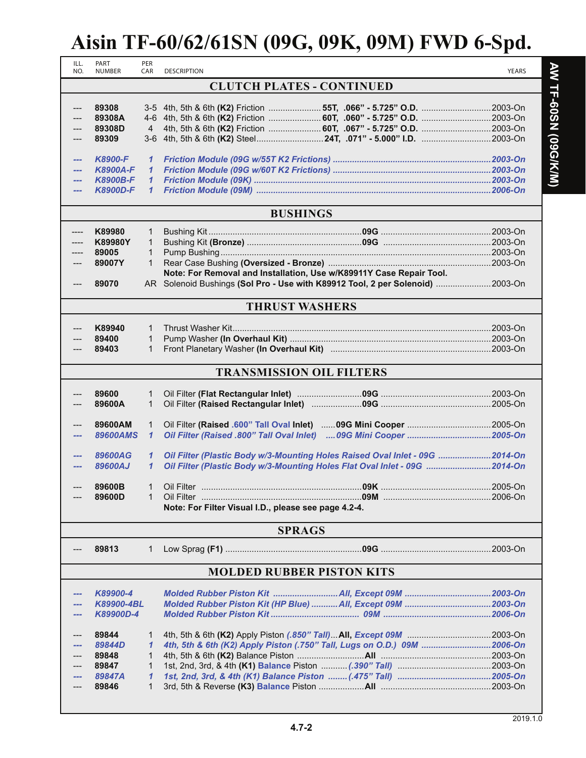# Aisin TF-60/62/61SN (09G, 09K, 09M) FWD 6-Spd.

| ILL. NO. | PART NUMBER | PER CAR | DESCRIPTION | YEARS |
|---|---|---|---|---|
| | | | **CLUTCH PLATES - CONTINUED** | |
| --- | **89308** | 3-5 | 4th, 5th & 6th **(K2)** Friction ...................... **55T, .066" - 5.725" O.D.** | 2003-On |
| --- | **89308A** | 4-6 | 4th, 5th & 6th **(K2)** Friction ...................... **60T, .060" - 5.725" O.D.** | 2003-On |
| --- | **89308D** | 4 | 4th, 5th & 6th **(K2)** Friction ...................... **60T, .067" - 5.725" O.D.** | 2003-On |
| --- | **89309** | 3-6 | 4th, 5th & 6th **(K2)** Steel............................**24T, .071" - 5.000" I.D.** | 2003-On |
| --- | ***K8900-F*** | ***1*** | ***Friction Module (09G w/55T K2 Frictions)*** | ***2003-On*** |
| --- | ***K8900A-F*** | ***1*** | ***Friction Module (09G w/60T K2 Frictions)*** | ***2003-On*** |
| --- | ***K8900B-F*** | ***1*** | ***Friction Module (09K)*** | ***2003-On*** |
| --- | ***K8900D-F*** | ***1*** | ***Friction Module (09M)*** | ***2006-On*** |
| | | | **BUSHINGS** | |
| ---- | **K89980** | 1 | Bushing Kit.......................................................................**09G** | 2003-On |
| ---- | **K89980Y** | 1 | Bushing Kit **(Bronze)** ................................................**09G** | 2003-On |
| ---- | **89005** | 1 | Pump Bushing | 2003-On |
| --- | **89007Y** | 1 | Rear Case Bushing **(Oversized - Bronze)**<br>**Note: For Removal and Installation, Use w/K89911Y Case Repair Tool.** | 2003-On |
| --- | **89070** | AR | Solenoid Bushings **(Sol Pro - Use with K89912 Tool, 2 per Solenoid)** | 2003-On |
| | | | **THRUST WASHERS** | |
| --- | **K89940** | 1 | Thrust Washer Kit | 2003-On |
| --- | **89400** | 1 | Pump Washer **(In Overhaul Kit)** | 2003-On |
| --- | **89403** | 1 | Front Planetary Washer **(In Overhaul Kit)** | 2003-On |
| | | | **TRANSMISSION OIL FILTERS** | |
| --- | **89600** | 1 | Oil Filter **(Flat Rectangular Inlet)** ...........................**09G** | 2003-On |
| --- | **89600A** | 1 | Oil Filter **(Raised Rectangular Inlet)** .....................**09G** | 2005-On |
| --- | **89600AM** | 1 | Oil Filter **(Raised .600" Tall Oval Inlet)** ......**09G Mini Cooper** | 2005-On |
| --- | ***89600AMS*** | ***1*** | ***Oil Filter (Raised .800" Tall Oval Inlet) .... 09G Mini Cooper*** | ***2005-On*** |
| --- | ***89600AG*** | ***1*** | ***Oil Filter (Plastic Body w/3-Mounting Holes Raised Oval Inlet - 09G*** | ***2014-On*** |
| --- | ***89600AJ*** | ***1*** | ***Oil Filter (Plastic Body w/3-Mounting Holes Flat Oval Inlet - 09G*** | ***2014-On*** |
| --- | **89600B** | 1 | Oil Filter ...................................................................**09K** | 2005-On |
| --- | **89600D** | 1 | Oil Filter ...................................................................**09M**<br>**Note: For Filter Visual I.D., please see page 4.2-4.** | 2006-On |
| | | | **SPRAGS** | |
| --- | **89813** | 1 | Low Sprag **(F1)** .........................................................**09G** | 2003-On |
| | | | **MOLDED RUBBER PISTON KITS** | |
| --- | ***K89900-4*** | | ***Molded Rubber Piston Kit .......................... All, Except 09M*** | ***2003-On*** |
| --- | ***K89900-4BL*** | | ***Molded Rubber Piston Kit (HP Blue) ........... All, Except 09M*** | ***2003-On*** |
| --- | ***K89900D-4*** | | ***Molded Rubber Piston Kit .................................... 09M*** | ***2006-On*** |
| --- | **89844** | 1 | 4th, 5th & 6th **(K2)** Apply Piston *(.850" Tall)*...**All,** *Except 09M* | 2003-On |
| --- | ***89844D*** | ***1*** | ***4th, 5th & 6th (K2) Apply Piston (.750" Tall, Lugs on O.D.) 09M*** | ***2006-On*** |
| --- | **89848** | 1 | 4th, 5th & 6th **(K2)** Balance Piston ............................**All** | 2003-On |
| --- | **89847** | 1 | 1st, 2nd, 3rd, & 4th **(K1)** Balance Piston ...........*(.390" Tall)* | 2003-On |
| --- | ***89847A*** | ***1*** | ***1st, 2nd, 3rd, & 4th (K1) Balance Piston ........ (.475" Tall)*** | ***2005-On*** |
| --- | **89846** | 1 | 3rd, 5th & Reverse **(K3)** Balance Piston ...................**All** | 2003-On |

2019.1.0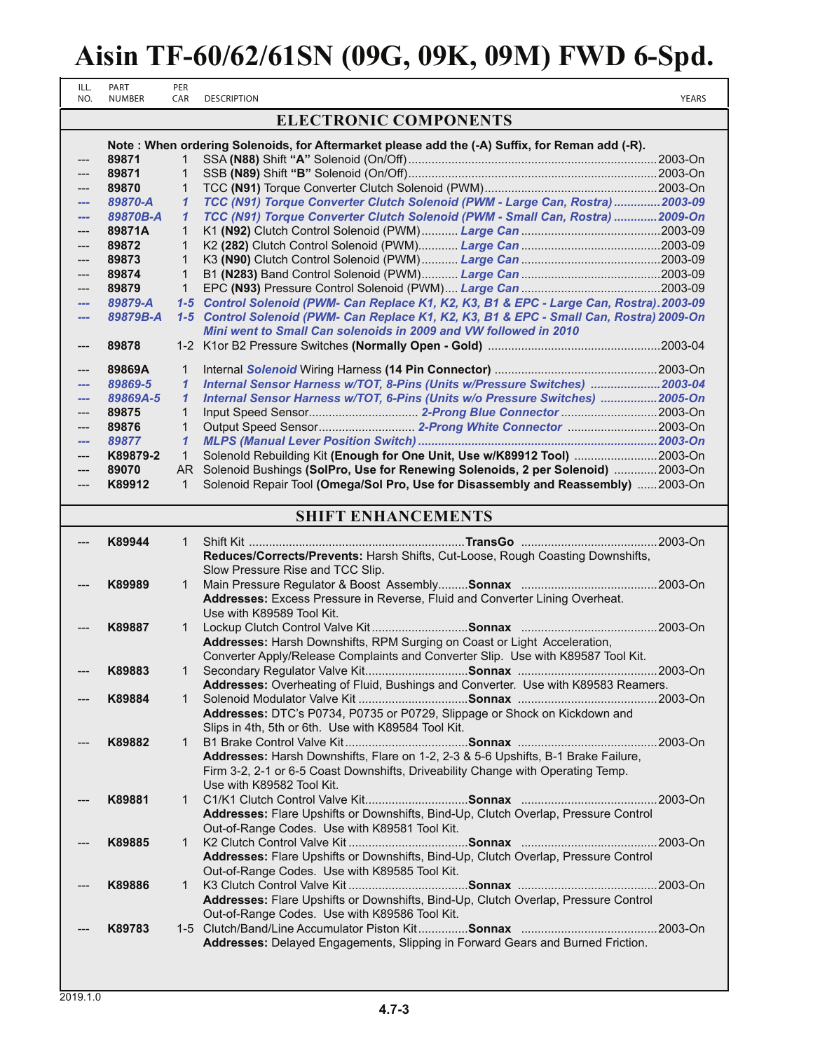# Aisin TF-60/62/61SN (09G, 09K, 09M) FWD 6-Spd.

| ILL. NO. | PART NUMBER | PER CAR | DESCRIPTION | YEARS |
|---|---|---|---|---|
| | | | **ELECTRONIC COMPONENTS** | |
| | | | **Note : When ordering Solenoids, for Aftermarket please add the (-A) Suffix, for Reman add (-R).** | |
| --- | **89871** | 1 | SSA **(N88)** Shift **"A"** Solenoid (On/Off) | 2003-On |
| --- | **89871** | 1 | SSB **(N89)** Shift **"B"** Solenoid (On/Off) | 2003-On |
| --- | **89870** | 1 | TCC **(N91)** Torque Converter Clutch Solenoid (PWM) | 2003-On |
| --- | ***89870-A*** | ***1*** | ***TCC (N91) Torque Converter Clutch Solenoid (PWM - Large Can, Rostra)*** | ***2003-09*** |
| --- | ***89870B-A*** | ***1*** | ***TCC (N91) Torque Converter Clutch Solenoid (PWM - Small Can, Rostra)*** | ***2009-On*** |
| --- | **89871A** | 1 | K1 **(N92)** Clutch Control Solenoid (PWM) ***Large Can*** | 2003-09 |
| --- | **89872** | 1 | K2 **(282)** Clutch Control Solenoid (PWM) ***Large Can*** | 2003-09 |
| --- | **89873** | 1 | K3 **(N90)** Clutch Control Solenoid (PWM) ***Large Can*** | 2003-09 |
| --- | **89874** | 1 | B1 **(N283)** Band Control Solenoid (PWM) ***Large Can*** | 2003-09 |
| --- | **89879** | 1 | EPC **(N93)** Pressure Control Solenoid (PWM) ***Large Can*** | 2003-09 |
| --- | ***89879-A*** | ***1-5*** | ***Control Solenoid (PWM- Can Replace K1, K2, K3, B1 & EPC - Large Can, Rostra)*** | ***2003-09*** |
| --- | ***89879B-A*** | ***1-5*** | ***Control Solenoid (PWM- Can Replace K1, K2, K3, B1 & EPC - Small Can, Rostra) Mini went to Small Can solenoids in 2009 and VW followed in 2010*** | ***2009-On*** |
| --- | **89878** | 1-2 | K1or B2 Pressure Switches **(Normally Open - Gold)** | 2003-04 |
| --- | **89869A** | 1 | Internal ***Solenoid*** Wiring Harness **(14 Pin Connector)** | 2003-On |
| --- | ***89869-5*** | ***1*** | ***Internal Sensor Harness w/TOT, 8-Pins (Units w/Pressure Switches)*** | ***2003-04*** |
| --- | ***89869A-5*** | ***1*** | ***Internal Sensor Harness w/TOT, 6-Pins (Units w/o Pressure Switches)*** | ***2005-On*** |
| --- | **89875** | 1 | Input Speed Sensor ***2-Prong Blue Connector*** | 2003-On |
| --- | **89876** | 1 | Output Speed Sensor ***2-Prong White Connector*** | 2003-On |
| --- | ***89877*** | ***1*** | ***MLPS (Manual Lever Position Switch)*** | ***2003-On*** |
| --- | **K89879-2** | 1 | Solenold Rebuilding Kit **(Enough for One Unit, Use w/K89912 Tool)** | 2003-On |
| --- | **89070** | AR | Solenoid Bushings **(SolPro, Use for Renewing Solenoids, 2 per Solenoid)** | 2003-On |
| --- | **K89912** | 1 | Solenoid Repair Tool **(Omega/Sol Pro, Use for Disassembly and Reassembly)** | 2003-On |
| | | | **SHIFT ENHANCEMENTS** | |
| --- | **K89944** | 1 | Shift Kit **TransGo**<br>**Reduces/Corrects/Prevents:** Harsh Shifts, Cut-Loose, Rough Coasting Downshifts, Slow Pressure Rise and TCC Slip. | 2003-On |
| --- | **K89989** | 1 | Main Pressure Regulator & Boost Assembly **Sonnax**<br>**Addresses:** Excess Pressure in Reverse, Fluid and Converter Lining Overheat. Use with K89589 Tool Kit. | 2003-On |
| --- | **K89887** | 1 | Lockup Clutch Control Valve Kit **Sonnax**<br>**Addresses:** Harsh Downshifts, RPM Surging on Coast or Light Acceleration, Converter Apply/Release Complaints and Converter Slip. Use with K89587 Tool Kit. | 2003-On |
| --- | **K89883** | 1 | Secondary Regulator Valve Kit **Sonnax**<br>**Addresses:** Overheating of Fluid, Bushings and Converter. Use with K89583 Reamers. | 2003-On |
| --- | **K89884** | 1 | Solenoid Modulator Valve Kit **Sonnax**<br>**Addresses:** DTC's P0734, P0735 or P0729, Slippage or Shock on Kickdown and Slips in 4th, 5th or 6th. Use with K89584 Tool Kit. | 2003-On |
| --- | **K89882** | 1 | B1 Brake Control Valve Kit **Sonnax**<br>**Addresses:** Harsh Downshifts, Flare on 1-2, 2-3 & 5-6 Upshifts, B-1 Brake Failure, Firm 3-2, 2-1 or 6-5 Coast Downshifts, Driveability Change with Operating Temp. Use with K89582 Tool Kit. | 2003-On |
| --- | **K89881** | 1 | C1/K1 Clutch Control Valve Kit **Sonnax**<br>**Addresses:** Flare Upshifts or Downshifts, Bind-Up, Clutch Overlap, Pressure Control Out-of-Range Codes. Use with K89581 Tool Kit. | 2003-On |
| --- | **K89885** | 1 | K2 Clutch Control Valve Kit **Sonnax**<br>**Addresses:** Flare Upshifts or Downshifts, Bind-Up, Clutch Overlap, Pressure Control Out-of-Range Codes. Use with K89585 Tool Kit. | 2003-On |
| --- | **K89886** | 1 | K3 Clutch Control Valve Kit **Sonnax**<br>**Addresses:** Flare Upshifts or Downshifts, Bind-Up, Clutch Overlap, Pressure Control Out-of-Range Codes. Use with K89586 Tool Kit. | 2003-On |
| --- | **K89783** | 1-5 | Clutch/Band/Line Accumulator Piston Kit **Sonnax**<br>**Addresses:** Delayed Engagements, Slipping in Forward Gears and Burned Friction. | 2003-On |

2019.1.0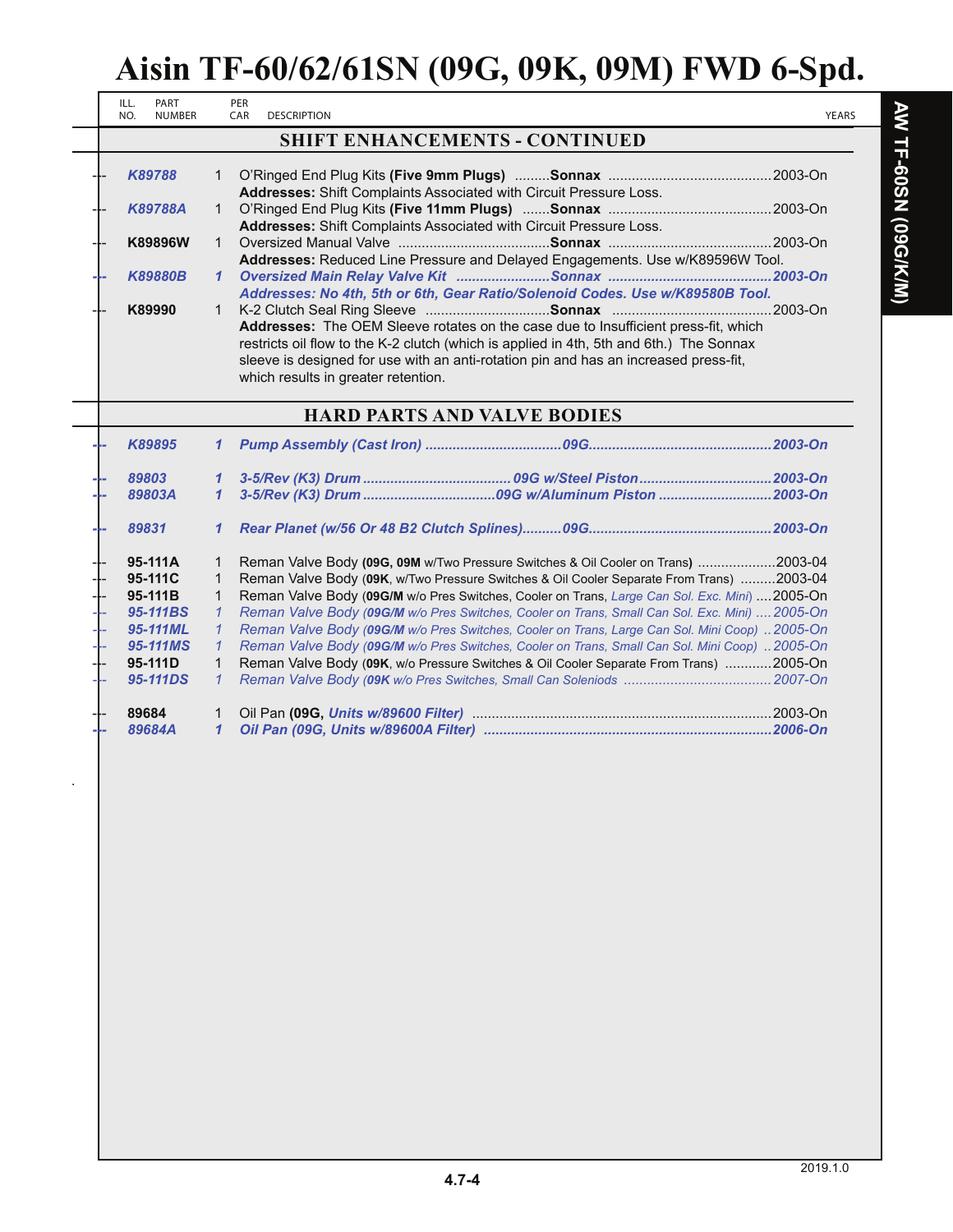# Aisin TF-60/62/61SN (09G, 09K, 09M) FWD 6-Spd.

AW TF-60SN (09G/K/M)

| ILL. NO. | PART NUMBER | PER CAR | DESCRIPTION | YEARS |
|---|---|---|---|---|
| | | | **SHIFT ENHANCEMENTS - CONTINUED** | |
| --- | *K89788* | 1 | O'Ringed End Plug Kits **(Five 9mm Plugs)** .........**Sonnax** .......................................... **Addresses:** Shift Complaints Associated with Circuit Pressure Loss. | 2003-On |
| --- | *K89788A* | 1 | O'Ringed End Plug Kits **(Five 11mm Plugs)** .......**Sonnax** .......................................... **Addresses:** Shift Complaints Associated with Circuit Pressure Loss. | 2003-On |
| --- | **K89896W** | 1 | Oversized Manual Valve .......................................**Sonnax** .......................................... **Addresses:** Reduced Line Pressure and Delayed Engagements. Use w/K89596W Tool. | 2003-On |
| --- | *K89880B* | *1* | *Oversized Main Relay Valve Kit ........................Sonnax .......................................... Addresses: No 4th, 5th or 6th, Gear Ratio/Solenoid Codes. Use w/K89580B Tool.* | *2003-On* |
| --- | **K89990** | 1 | K-2 Clutch Seal Ring Sleeve ................................**Sonnax** ........................................ **Addresses:** The OEM Sleeve rotates on the case due to Insufficient press-fit, which restricts oil flow to the K-2 clutch (which is applied in 4th, 5th and 6th.) The Sonnax sleeve is designed for use with an anti-rotation pin and has an increased press-fit, which results in greater retention. | 2003-On |
| | | | **HARD PARTS AND VALVE BODIES** | |
| --- | *K89895* | *1* | *Pump Assembly (Cast Iron) ..................................09G.............................................* | *2003-On* |
| --- | *89803* | *1* | *3-5/Rev (K3) Drum ..................................... 09G w/Steel Piston.................................* | *2003-On* |
| --- | *89803A* | *1* | *3-5/Rev (K3) Drum .................................09G w/Aluminum Piston ............................* | *2003-On* |
| --- | *89831* | *1* | *Rear Planet (w/56 Or 48 B2 Clutch Splines)..........09G.............................................* | *2003-On* |
| --- | **95-111A** | 1 | Reman Valve Body **(09G, 09M** w/Two Pressure Switches & Oil Cooler on Trans**)** .................... | 2003-04 |
| --- | **95-111C** | 1 | Reman Valve Body (**09K**, w/Two Pressure Switches & Oil Cooler Separate From Trans) ......... | 2003-04 |
| --- | **95-111B** | 1 | Reman Valve Body (**09G/M** w/o Pres Switches, Cooler on Trans, *Large Can Sol. Exc. Mini*) .... | 2005-On |
| --- | *95-111BS* | *1* | *Reman Valve Body (**09G/M** w/o Pres Switches, Cooler on Trans, Small Can Sol. Exc. Mini) ....* | *2005-On* |
| --- | *95-111ML* | *1* | *Reman Valve Body (**09G/M** w/o Pres Switches, Cooler on Trans, Large Can Sol. Mini Coop) ..* | *2005-On* |
| --- | *95-111MS* | *1* | *Reman Valve Body (**09G/M** w/o Pres Switches, Cooler on Trans, Small Can Sol. Mini Coop) ..* | *2005-On* |
| --- | **95-111D** | 1 | Reman Valve Body (**09K**, w/o Pressure Switches & Oil Cooler Separate From Trans) ............ | 2005-On |
| --- | *95-111DS* | *1* | *Reman Valve Body (**09K** w/o Pres Switches, Small Can Solenoids .....................................* | *2007-On* |
| --- | **89684** | 1 | Oil Pan **(09G,** ***Units w/89600 Filter)*** ............................................................................ | 2003-On |
| --- | *89684A* | *1* | ***Oil Pan (09G, Units w/89600A Filter)*** ........................................................................ | *2006-On* |

2019.1.0